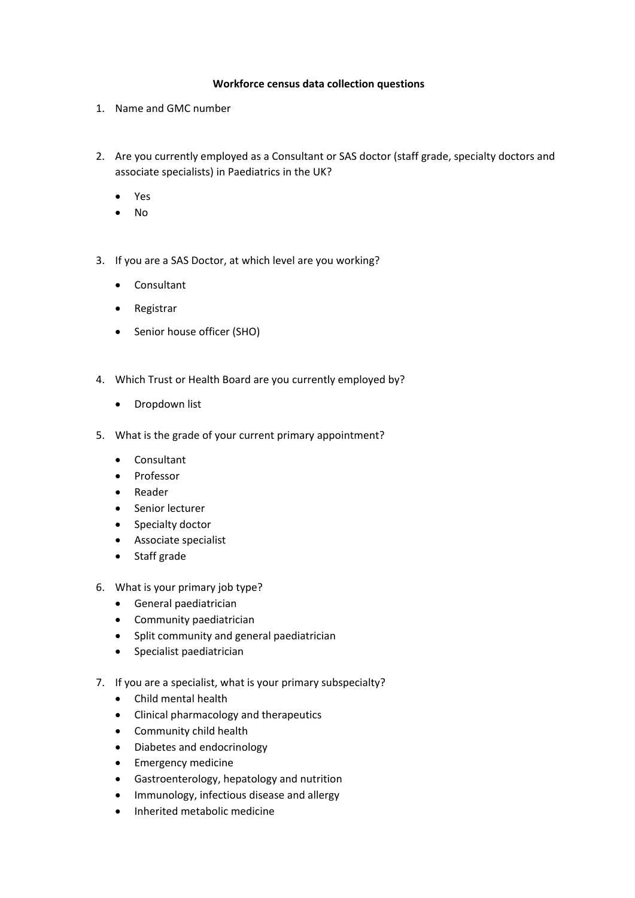**Workforce census data collection questions**

1. Name and GMC number

2. Are you currently employed as a Consultant or SAS doctor (staff grade, specialty doctors and associate specialists) in Paediatrics in the UK?
   - Yes
   - No

3. If you are a SAS Doctor, at which level are you working?
   - Consultant
   - Registrar
   - Senior house officer (SHO)

4. Which Trust or Health Board are you currently employed by?
   - Dropdown list

5. What is the grade of your current primary appointment?
   - Consultant
   - Professor
   - Reader
   - Senior lecturer
   - Specialty doctor
   - Associate specialist
   - Staff grade

6. What is your primary job type?
   - General paediatrician
   - Community paediatrician
   - Split community and general paediatrician
   - Specialist paediatrician

7. If you are a specialist, what is your primary subspecialty?
   - Child mental health
   - Clinical pharmacology and therapeutics
   - Community child health
   - Diabetes and endocrinology
   - Emergency medicine
   - Gastroenterology, hepatology and nutrition
   - Immunology, infectious disease and allergy
   - Inherited metabolic medicine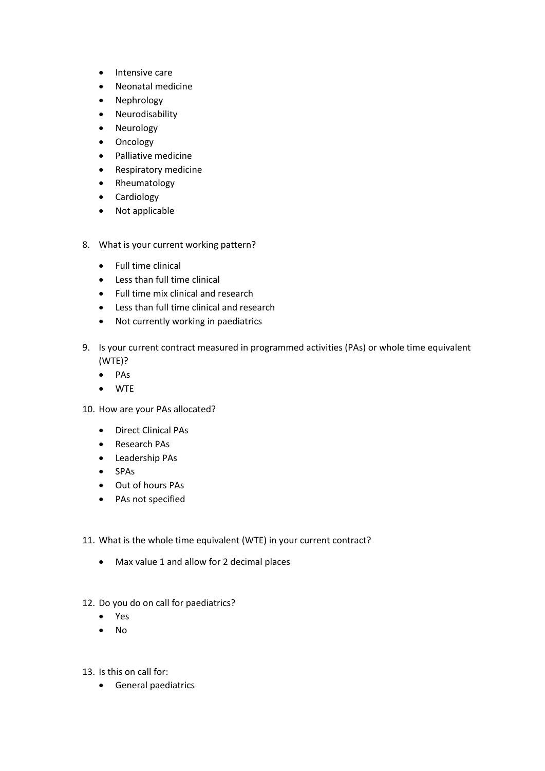- Intensive care
- Neonatal medicine
- Nephrology
- Neurodisability
- Neurology
- Oncology
- Palliative medicine
- Respiratory medicine
- Rheumatology
- Cardiology
- Not applicable

8. What is your current working pattern?

   - Full time clinical
   - Less than full time clinical
   - Full time mix clinical and research
   - Less than full time clinical and research
   - Not currently working in paediatrics

9. Is your current contract measured in programmed activities (PAs) or whole time equivalent (WTE)?
   - PAs
   - WTE

10. How are your PAs allocated?

    - Direct Clinical PAs
    - Research PAs
    - Leadership PAs
    - SPAs
    - Out of hours PAs
    - PAs not specified

11. What is the whole time equivalent (WTE) in your current contract?

    - Max value 1 and allow for 2 decimal places

12. Do you do on call for paediatrics?
    - Yes
    - No

13. Is this on call for:
    - General paediatrics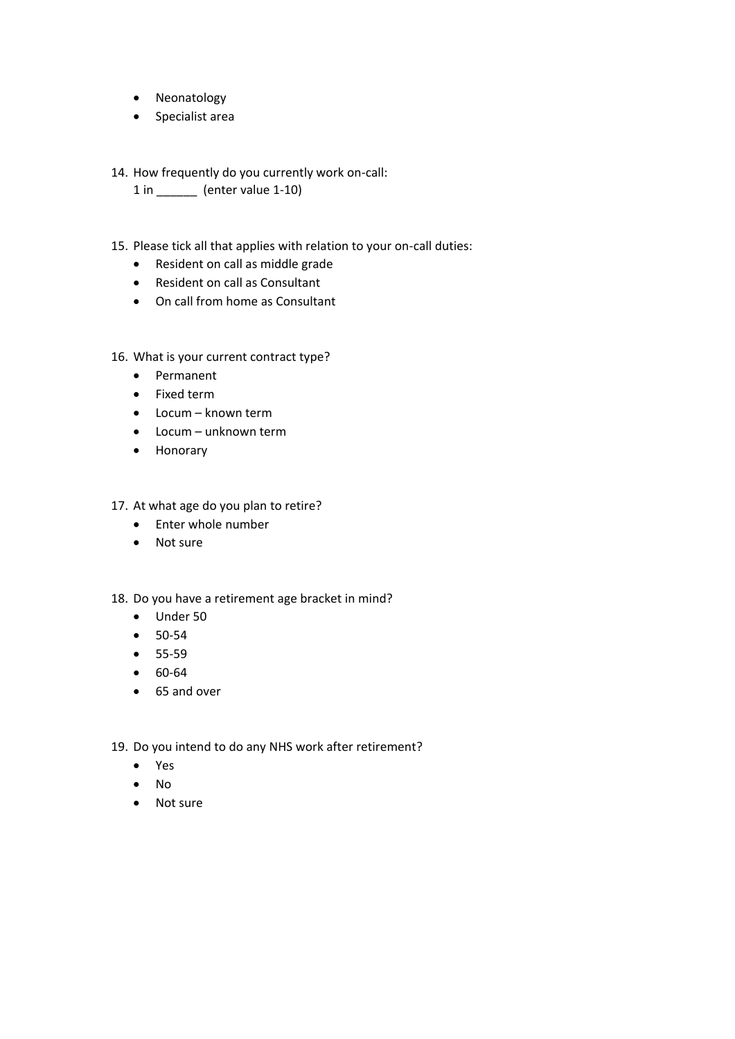- Neonatology
- Specialist area

14. How frequently do you currently work on-call:
    1 in ______ (enter value 1-10)

15. Please tick all that applies with relation to your on-call duties:
    - Resident on call as middle grade
    - Resident on call as Consultant
    - On call from home as Consultant

16. What is your current contract type?
    - Permanent
    - Fixed term
    - Locum – known term
    - Locum – unknown term
    - Honorary

17. At what age do you plan to retire?
    - Enter whole number
    - Not sure

18. Do you have a retirement age bracket in mind?
    - Under 50
    - 50-54
    - 55-59
    - 60-64
    - 65 and over

19. Do you intend to do any NHS work after retirement?
    - Yes
    - No
    - Not sure